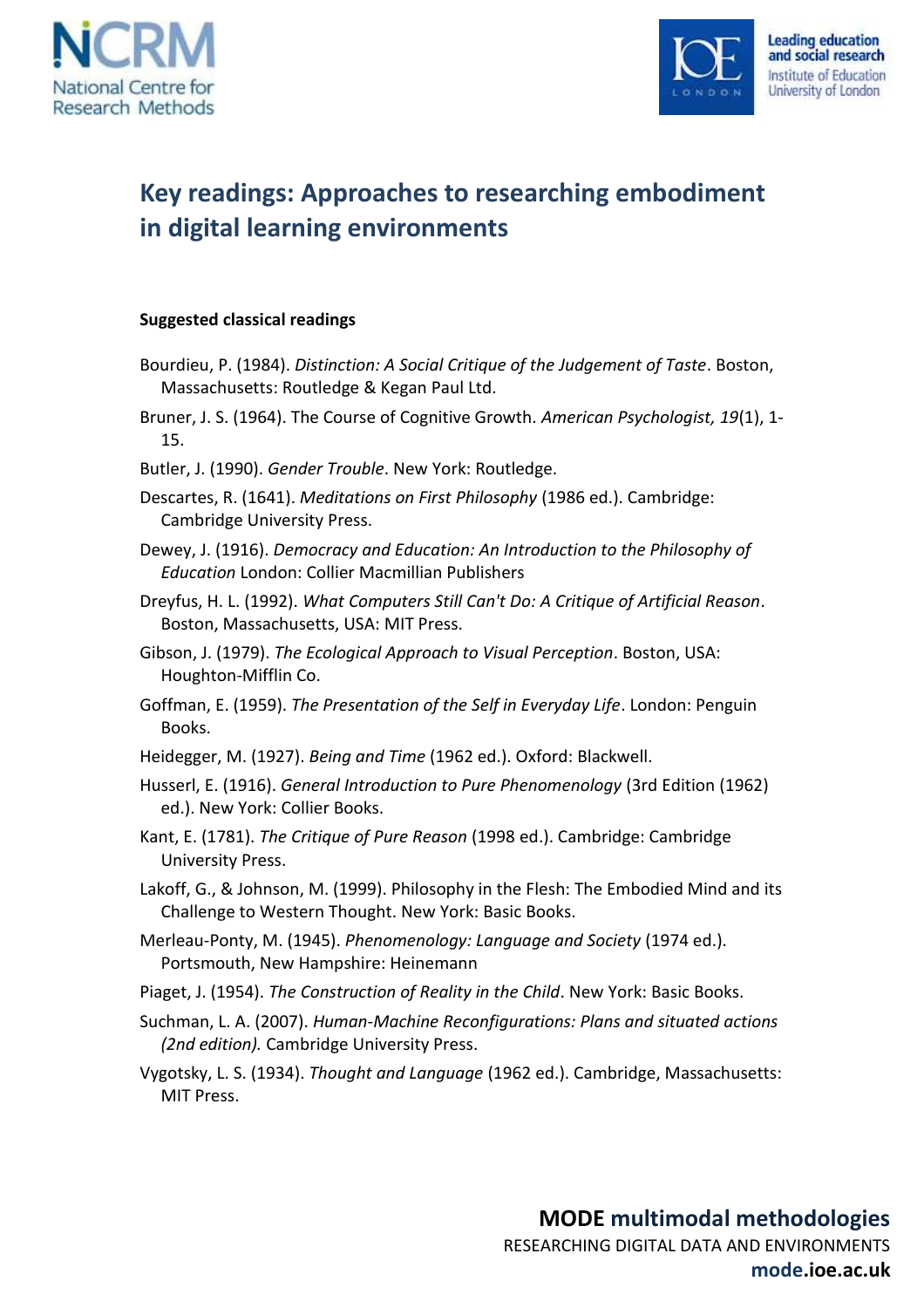# Key readings: Approaches to researching embodiment in digital learning environments

**Suggested classical readings**

Bourdieu, P. (1984). *Distinction: A Social Critique of the Judgement of Taste*. Boston, Massachusetts: Routledge & Kegan Paul Ltd.

Bruner, J. S. (1964). The Course of Cognitive Growth. *American Psychologist, 19*(1), 1-15.

Butler, J. (1990). *Gender Trouble*. New York: Routledge.

Descartes, R. (1641). *Meditations on First Philosophy* (1986 ed.). Cambridge: Cambridge University Press.

Dewey, J. (1916). *Democracy and Education: An Introduction to the Philosophy of Education* London: Collier Macmillian Publishers

Dreyfus, H. L. (1992). *What Computers Still Can't Do: A Critique of Artificial Reason*. Boston, Massachusetts, USA: MIT Press.

Gibson, J. (1979). *The Ecological Approach to Visual Perception*. Boston, USA: Houghton-Mifflin Co.

Goffman, E. (1959). *The Presentation of the Self in Everyday Life*. London: Penguin Books.

Heidegger, M. (1927). *Being and Time* (1962 ed.). Oxford: Blackwell.

Husserl, E. (1916). *General Introduction to Pure Phenomenology* (3rd Edition (1962) ed.). New York: Collier Books.

Kant, E. (1781). *The Critique of Pure Reason* (1998 ed.). Cambridge: Cambridge University Press.

Lakoff, G., & Johnson, M. (1999). Philosophy in the Flesh: The Embodied Mind and its Challenge to Western Thought. New York: Basic Books.

Merleau-Ponty, M. (1945). *Phenomenology: Language and Society* (1974 ed.). Portsmouth, New Hampshire: Heinemann

Piaget, J. (1954). *The Construction of Reality in the Child*. New York: Basic Books.

Suchman, L. A. (2007). *Human-Machine Reconfigurations: Plans and situated actions (2nd edition).* Cambridge University Press.

Vygotsky, L. S. (1934). *Thought and Language* (1962 ed.). Cambridge, Massachusetts: MIT Press.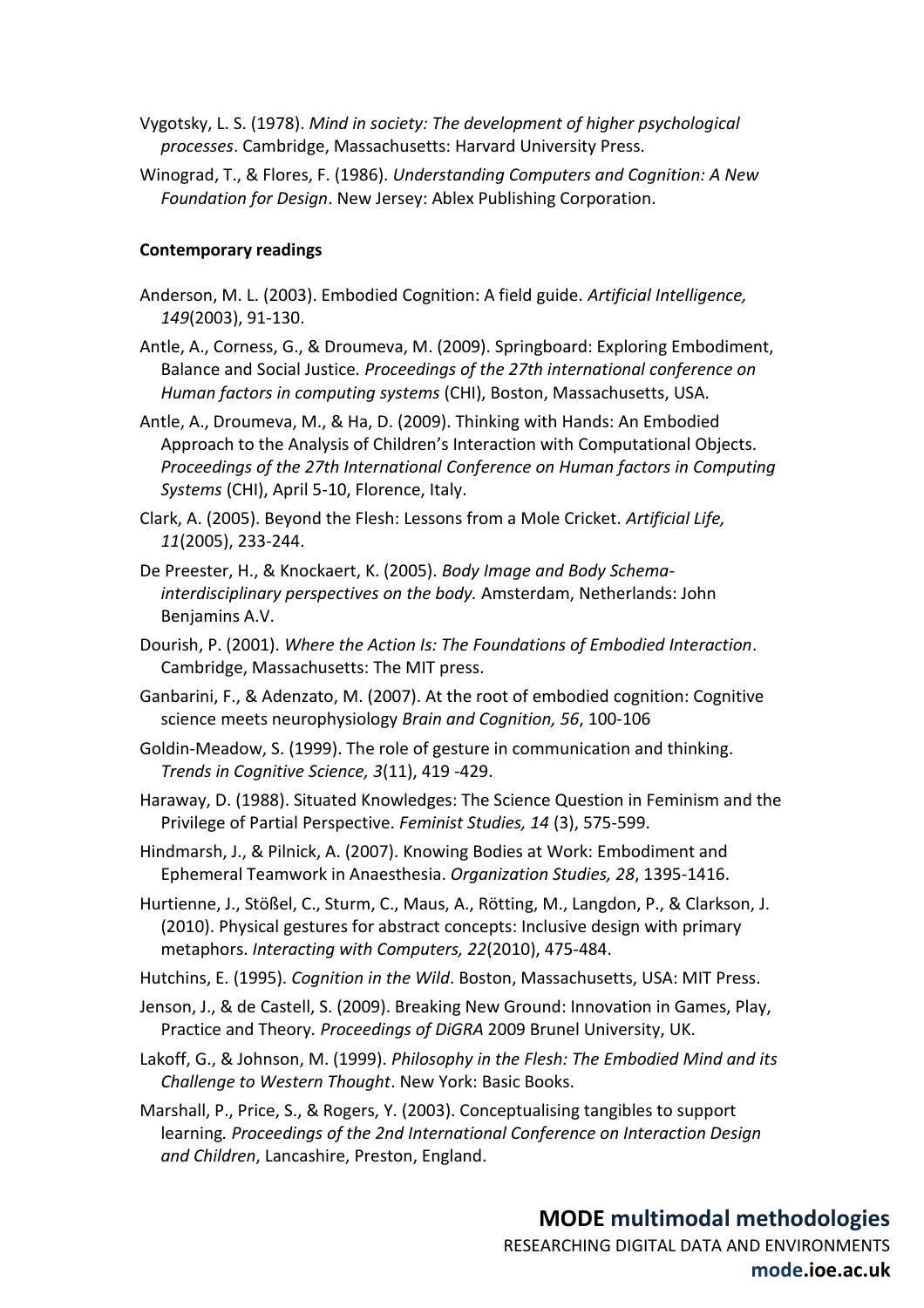Vygotsky, L. S. (1978). *Mind in society: The development of higher psychological processes*. Cambridge, Massachusetts: Harvard University Press.

Winograd, T., & Flores, F. (1986). *Understanding Computers and Cognition: A New Foundation for Design*. New Jersey: Ablex Publishing Corporation.

**Contemporary readings**

Anderson, M. L. (2003). Embodied Cognition: A field guide. *Artificial Intelligence, 149*(2003), 91-130.

Antle, A., Corness, G., & Droumeva, M. (2009). Springboard: Exploring Embodiment, Balance and Social Justice. *Proceedings of the 27th international conference on Human factors in computing systems* (CHI), Boston, Massachusetts, USA.

Antle, A., Droumeva, M., & Ha, D. (2009). Thinking with Hands: An Embodied Approach to the Analysis of Children's Interaction with Computational Objects. *Proceedings of the 27th International Conference on Human factors in Computing Systems* (CHI), April 5-10, Florence, Italy.

Clark, A. (2005). Beyond the Flesh: Lessons from a Mole Cricket. *Artificial Life, 11*(2005), 233-244.

De Preester, H., & Knockaert, K. (2005). *Body Image and Body Schema-interdisciplinary perspectives on the body.* Amsterdam, Netherlands: John Benjamins A.V.

Dourish, P. (2001). *Where the Action Is: The Foundations of Embodied Interaction*. Cambridge, Massachusetts: The MIT press.

Ganbarini, F., & Adenzato, M. (2007). At the root of embodied cognition: Cognitive science meets neurophysiology *Brain and Cognition, 56*, 100-106

Goldin-Meadow, S. (1999). The role of gesture in communication and thinking. *Trends in Cognitive Science, 3*(11), 419 -429.

Haraway, D. (1988). Situated Knowledges: The Science Question in Feminism and the Privilege of Partial Perspective. *Feminist Studies, 14* (3), 575-599.

Hindmarsh, J., & Pilnick, A. (2007). Knowing Bodies at Work: Embodiment and Ephemeral Teamwork in Anaesthesia. *Organization Studies, 28*, 1395-1416.

Hurtienne, J., Stößel, C., Sturm, C., Maus, A., Rötting, M., Langdon, P., & Clarkson, J. (2010). Physical gestures for abstract concepts: Inclusive design with primary metaphors. *Interacting with Computers, 22*(2010), 475-484.

Hutchins, E. (1995). *Cognition in the Wild*. Boston, Massachusetts, USA: MIT Press.

Jenson, J., & de Castell, S. (2009). Breaking New Ground: Innovation in Games, Play, Practice and Theory. *Proceedings of DiGRA* 2009 Brunel University, UK.

Lakoff, G., & Johnson, M. (1999). *Philosophy in the Flesh: The Embodied Mind and its Challenge to Western Thought*. New York: Basic Books.

Marshall, P., Price, S., & Rogers, Y. (2003). Conceptualising tangibles to support learning. *Proceedings of the 2nd International Conference on Interaction Design and Children*, Lancashire, Preston, England.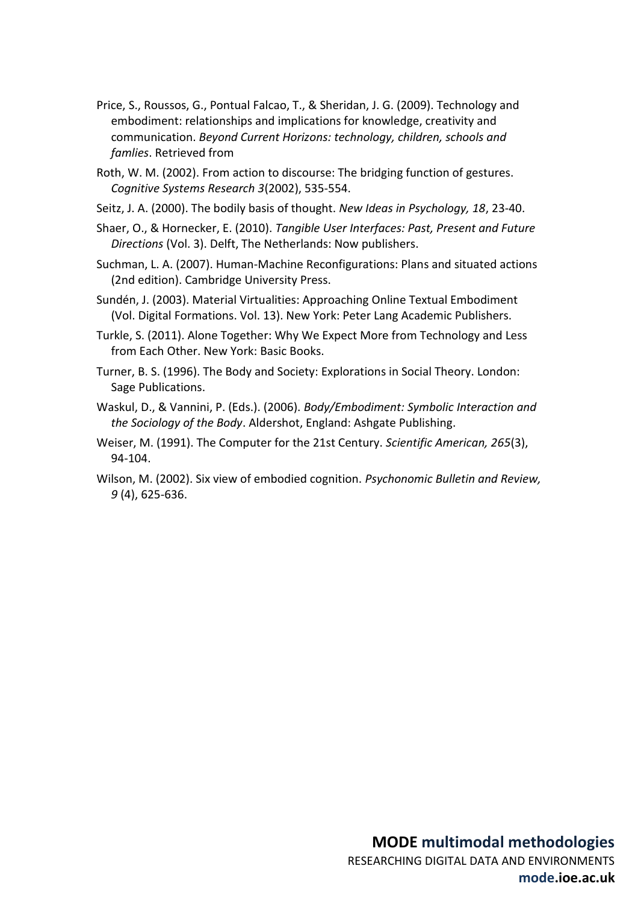Price, S., Roussos, G., Pontual Falcao, T., & Sheridan, J. G. (2009). Technology and embodiment: relationships and implications for knowledge, creativity and communication. *Beyond Current Horizons: technology, children, schools and famlies*. Retrieved from

Roth, W. M. (2002). From action to discourse: The bridging function of gestures. *Cognitive Systems Research 3*(2002), 535-554.

Seitz, J. A. (2000). The bodily basis of thought. *New Ideas in Psychology, 18*, 23-40.

Shaer, O., & Hornecker, E. (2010). *Tangible User Interfaces: Past, Present and Future Directions* (Vol. 3). Delft, The Netherlands: Now publishers.

Suchman, L. A. (2007). Human-Machine Reconfigurations: Plans and situated actions (2nd edition). Cambridge University Press.

Sundén, J. (2003). Material Virtualities: Approaching Online Textual Embodiment (Vol. Digital Formations. Vol. 13). New York: Peter Lang Academic Publishers.

Turkle, S. (2011). Alone Together: Why We Expect More from Technology and Less from Each Other. New York: Basic Books.

Turner, B. S. (1996). The Body and Society: Explorations in Social Theory. London: Sage Publications.

Waskul, D., & Vannini, P. (Eds.). (2006). *Body/Embodiment: Symbolic Interaction and the Sociology of the Body*. Aldershot, England: Ashgate Publishing.

Weiser, M. (1991). The Computer for the 21st Century. *Scientific American, 265*(3), 94-104.

Wilson, M. (2002). Six view of embodied cognition. *Psychonomic Bulletin and Review, 9* (4), 625-636.